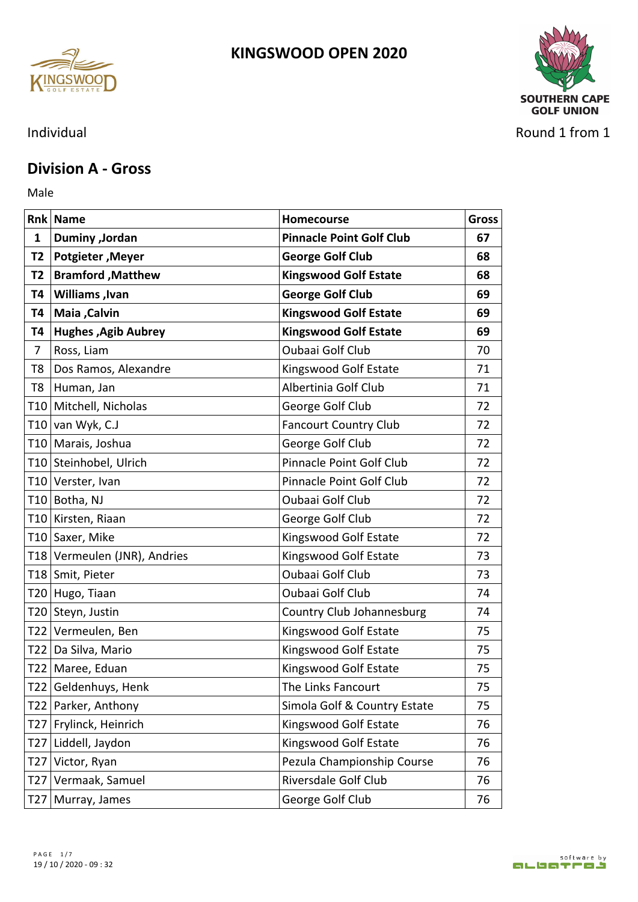# KINGSWOOD OPEN 2020

Individual

Round 1 from 1

## Division A - Gross

Male

| Rnk | Name | Homecourse | Gross |
|---|---|---|---|
| **1** | **Duminy ,Jordan** | **Pinnacle Point Golf Club** | **67** |
| **T2** | **Potgieter ,Meyer** | **George Golf Club** | **68** |
| **T2** | **Bramford ,Matthew** | **Kingswood Golf Estate** | **68** |
| **T4** | **Williams ,Ivan** | **George Golf Club** | **69** |
| **T4** | **Maia ,Calvin** | **Kingswood Golf Estate** | **69** |
| **T4** | **Hughes ,Agib Aubrey** | **Kingswood Golf Estate** | **69** |
| 7 | Ross, Liam | Oubaai Golf Club | 70 |
| T8 | Dos Ramos, Alexandre | Kingswood Golf Estate | 71 |
| T8 | Human, Jan | Albertinia Golf Club | 71 |
| T10 | Mitchell, Nicholas | George Golf Club | 72 |
| T10 | van Wyk, C.J | Fancourt Country Club | 72 |
| T10 | Marais, Joshua | George Golf Club | 72 |
| T10 | Steinhobel, Ulrich | Pinnacle Point Golf Club | 72 |
| T10 | Verster, Ivan | Pinnacle Point Golf Club | 72 |
| T10 | Botha, NJ | Oubaai Golf Club | 72 |
| T10 | Kirsten, Riaan | George Golf Club | 72 |
| T10 | Saxer, Mike | Kingswood Golf Estate | 72 |
| T18 | Vermeulen (JNR), Andries | Kingswood Golf Estate | 73 |
| T18 | Smit, Pieter | Oubaai Golf Club | 73 |
| T20 | Hugo, Tiaan | Oubaai Golf Club | 74 |
| T20 | Steyn, Justin | Country Club Johannesburg | 74 |
| T22 | Vermeulen, Ben | Kingswood Golf Estate | 75 |
| T22 | Da Silva, Mario | Kingswood Golf Estate | 75 |
| T22 | Maree, Eduan | Kingswood Golf Estate | 75 |
| T22 | Geldenhuys, Henk | The Links Fancourt | 75 |
| T22 | Parker, Anthony | Simola Golf & Country Estate | 75 |
| T27 | Frylinck, Heinrich | Kingswood Golf Estate | 76 |
| T27 | Liddell, Jaydon | Kingswood Golf Estate | 76 |
| T27 | Victor, Ryan | Pezula Championship Course | 76 |
| T27 | Vermaak, Samuel | Riversdale Golf Club | 76 |
| T27 | Murray, James | George Golf Club | 76 |

19 / 10 / 2020 - 09 : 32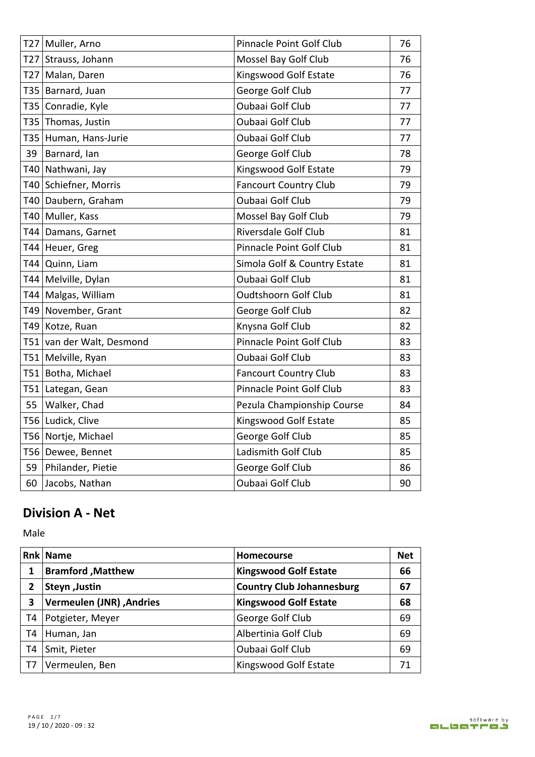| | | | |
|---|---|---|---|
| T27 | Muller, Arno | Pinnacle Point Golf Club | 76 |
| T27 | Strauss, Johann | Mossel Bay Golf Club | 76 |
| T27 | Malan, Daren | Kingswood Golf Estate | 76 |
| T35 | Barnard, Juan | George Golf Club | 77 |
| T35 | Conradie, Kyle | Oubaai Golf Club | 77 |
| T35 | Thomas, Justin | Oubaai Golf Club | 77 |
| T35 | Human, Hans-Jurie | Oubaai Golf Club | 77 |
| 39 | Barnard, Ian | George Golf Club | 78 |
| T40 | Nathwani, Jay | Kingswood Golf Estate | 79 |
| T40 | Schiefner, Morris | Fancourt Country Club | 79 |
| T40 | Daubern, Graham | Oubaai Golf Club | 79 |
| T40 | Muller, Kass | Mossel Bay Golf Club | 79 |
| T44 | Damans, Garnet | Riversdale Golf Club | 81 |
| T44 | Heuer, Greg | Pinnacle Point Golf Club | 81 |
| T44 | Quinn, Liam | Simola Golf & Country Estate | 81 |
| T44 | Melville, Dylan | Oubaai Golf Club | 81 |
| T44 | Malgas, William | Oudtshoorn Golf Club | 81 |
| T49 | November, Grant | George Golf Club | 82 |
| T49 | Kotze, Ruan | Knysna Golf Club | 82 |
| T51 | van der Walt, Desmond | Pinnacle Point Golf Club | 83 |
| T51 | Melville, Ryan | Oubaai Golf Club | 83 |
| T51 | Botha, Michael | Fancourt Country Club | 83 |
| T51 | Lategan, Gean | Pinnacle Point Golf Club | 83 |
| 55 | Walker, Chad | Pezula Championship Course | 84 |
| T56 | Ludick, Clive | Kingswood Golf Estate | 85 |
| T56 | Nortje, Michael | George Golf Club | 85 |
| T56 | Dewee, Bennet | Ladismith Golf Club | 85 |
| 59 | Philander, Pietie | George Golf Club | 86 |
| 60 | Jacobs, Nathan | Oubaai Golf Club | 90 |

## Division A - Net

Male

| Rnk | Name | Homecourse | Net |
|---|---|---|---|
| **1** | **Bramford ,Matthew** | **Kingswood Golf Estate** | **66** |
| **2** | **Steyn ,Justin** | **Country Club Johannesburg** | **67** |
| **3** | **Vermeulen (JNR) ,Andries** | **Kingswood Golf Estate** | **68** |
| T4 | Potgieter, Meyer | George Golf Club | 69 |
| T4 | Human, Jan | Albertinia Golf Club | 69 |
| T4 | Smit, Pieter | Oubaai Golf Club | 69 |
| T7 | Vermeulen, Ben | Kingswood Golf Estate | 71 |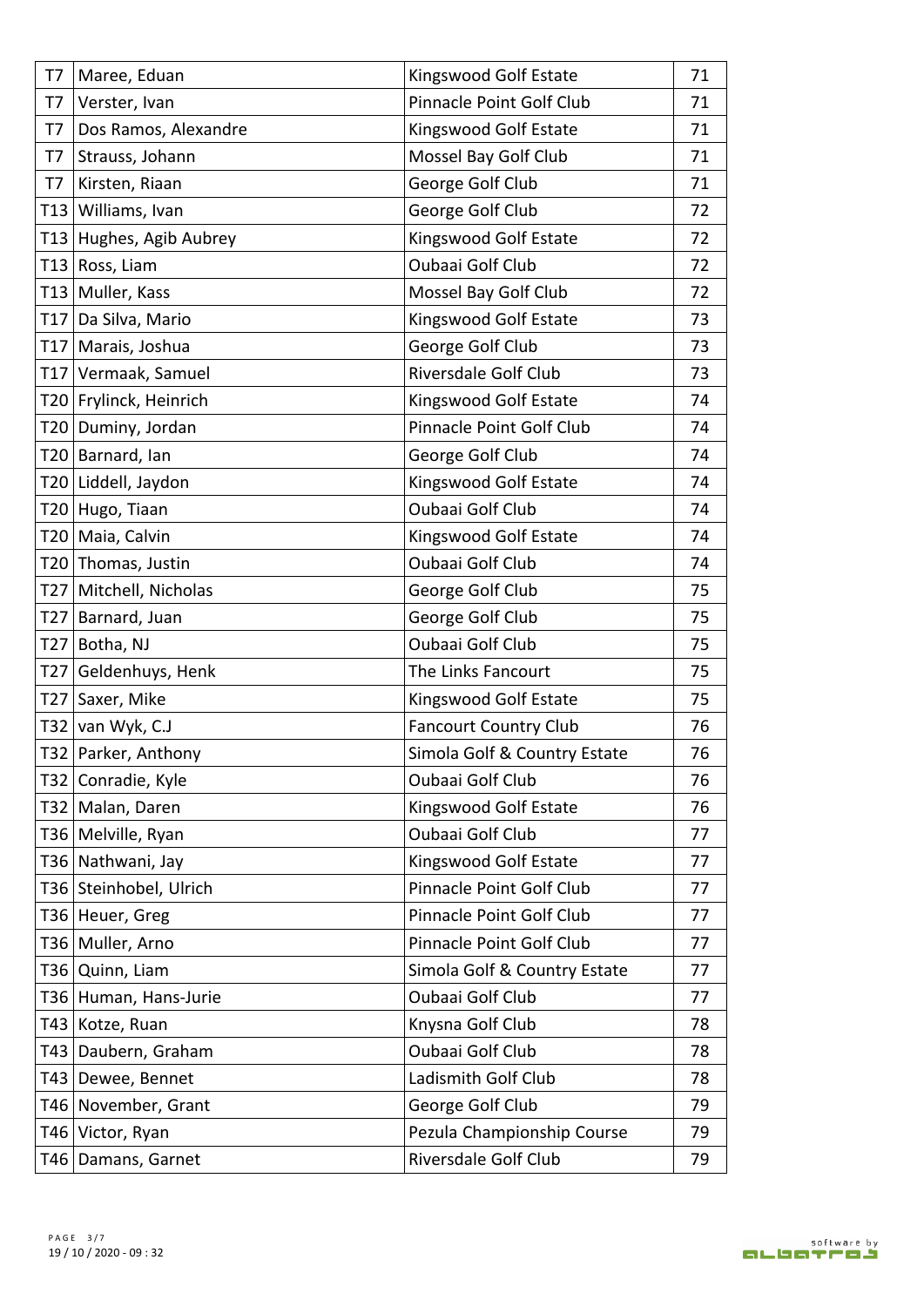| | | | |
|---|---|---|---|
| T7 | Maree, Eduan | Kingswood Golf Estate | 71 |
| T7 | Verster, Ivan | Pinnacle Point Golf Club | 71 |
| T7 | Dos Ramos, Alexandre | Kingswood Golf Estate | 71 |
| T7 | Strauss, Johann | Mossel Bay Golf Club | 71 |
| T7 | Kirsten, Riaan | George Golf Club | 71 |
| T13 | Williams, Ivan | George Golf Club | 72 |
| T13 | Hughes, Agib Aubrey | Kingswood Golf Estate | 72 |
| T13 | Ross, Liam | Oubaai Golf Club | 72 |
| T13 | Muller, Kass | Mossel Bay Golf Club | 72 |
| T17 | Da Silva, Mario | Kingswood Golf Estate | 73 |
| T17 | Marais, Joshua | George Golf Club | 73 |
| T17 | Vermaak, Samuel | Riversdale Golf Club | 73 |
| T20 | Frylinck, Heinrich | Kingswood Golf Estate | 74 |
| T20 | Duminy, Jordan | Pinnacle Point Golf Club | 74 |
| T20 | Barnard, Ian | George Golf Club | 74 |
| T20 | Liddell, Jaydon | Kingswood Golf Estate | 74 |
| T20 | Hugo, Tiaan | Oubaai Golf Club | 74 |
| T20 | Maia, Calvin | Kingswood Golf Estate | 74 |
| T20 | Thomas, Justin | Oubaai Golf Club | 74 |
| T27 | Mitchell, Nicholas | George Golf Club | 75 |
| T27 | Barnard, Juan | George Golf Club | 75 |
| T27 | Botha, NJ | Oubaai Golf Club | 75 |
| T27 | Geldenhuys, Henk | The Links Fancourt | 75 |
| T27 | Saxer, Mike | Kingswood Golf Estate | 75 |
| T32 | van Wyk, C.J | Fancourt Country Club | 76 |
| T32 | Parker, Anthony | Simola Golf & Country Estate | 76 |
| T32 | Conradie, Kyle | Oubaai Golf Club | 76 |
| T32 | Malan, Daren | Kingswood Golf Estate | 76 |
| T36 | Melville, Ryan | Oubaai Golf Club | 77 |
| T36 | Nathwani, Jay | Kingswood Golf Estate | 77 |
| T36 | Steinhobel, Ulrich | Pinnacle Point Golf Club | 77 |
| T36 | Heuer, Greg | Pinnacle Point Golf Club | 77 |
| T36 | Muller, Arno | Pinnacle Point Golf Club | 77 |
| T36 | Quinn, Liam | Simola Golf & Country Estate | 77 |
| T36 | Human, Hans-Jurie | Oubaai Golf Club | 77 |
| T43 | Kotze, Ruan | Knysna Golf Club | 78 |
| T43 | Daubern, Graham | Oubaai Golf Club | 78 |
| T43 | Dewee, Bennet | Ladismith Golf Club | 78 |
| T46 | November, Grant | George Golf Club | 79 |
| T46 | Victor, Ryan | Pezula Championship Course | 79 |
| T46 | Damans, Garnet | Riversdale Golf Club | 79 |

19 / 10 / 2020 - 09 : 32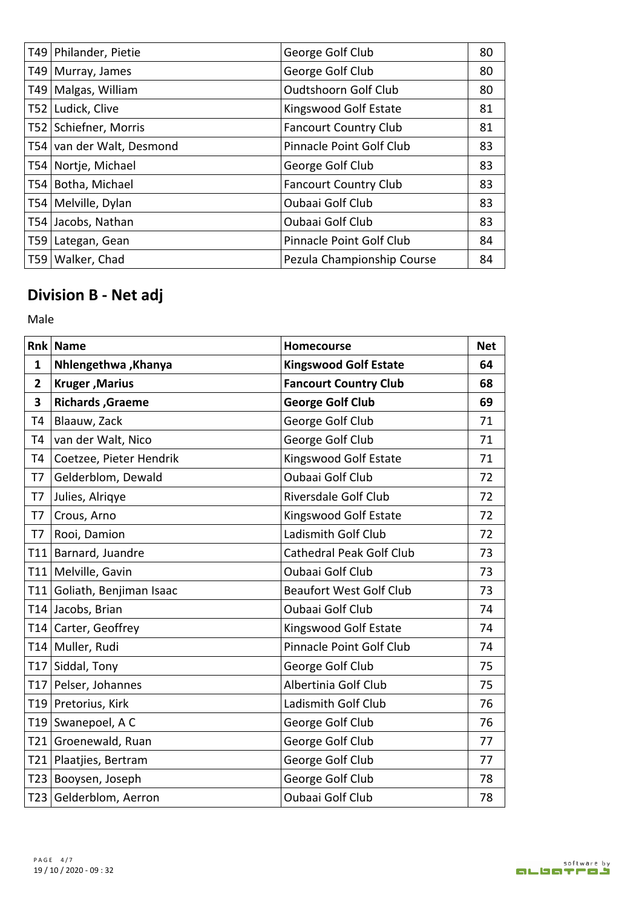| | | | |
|---|---|---|---|
| T49 | Philander, Pietie | George Golf Club | 80 |
| T49 | Murray, James | George Golf Club | 80 |
| T49 | Malgas, William | Oudtshoorn Golf Club | 80 |
| T52 | Ludick, Clive | Kingswood Golf Estate | 81 |
| T52 | Schiefner, Morris | Fancourt Country Club | 81 |
| T54 | van der Walt, Desmond | Pinnacle Point Golf Club | 83 |
| T54 | Nortje, Michael | George Golf Club | 83 |
| T54 | Botha, Michael | Fancourt Country Club | 83 |
| T54 | Melville, Dylan | Oubaai Golf Club | 83 |
| T54 | Jacobs, Nathan | Oubaai Golf Club | 83 |
| T59 | Lategan, Gean | Pinnacle Point Golf Club | 84 |
| T59 | Walker, Chad | Pezula Championship Course | 84 |

## Division B - Net adj

Male

| Rnk | Name | Homecourse | Net |
|---|---|---|---|
| **1** | **Nhlengethwa ,Khanya** | **Kingswood Golf Estate** | **64** |
| **2** | **Kruger ,Marius** | **Fancourt Country Club** | **68** |
| **3** | **Richards ,Graeme** | **George Golf Club** | **69** |
| T4 | Blaauw, Zack | George Golf Club | 71 |
| T4 | van der Walt, Nico | George Golf Club | 71 |
| T4 | Coetzee, Pieter Hendrik | Kingswood Golf Estate | 71 |
| T7 | Gelderblom, Dewald | Oubaai Golf Club | 72 |
| T7 | Julies, Alriqye | Riversdale Golf Club | 72 |
| T7 | Crous, Arno | Kingswood Golf Estate | 72 |
| T7 | Rooi, Damion | Ladismith Golf Club | 72 |
| T11 | Barnard, Juandre | Cathedral Peak Golf Club | 73 |
| T11 | Melville, Gavin | Oubaai Golf Club | 73 |
| T11 | Goliath, Benjiman Isaac | Beaufort West Golf Club | 73 |
| T14 | Jacobs, Brian | Oubaai Golf Club | 74 |
| T14 | Carter, Geoffrey | Kingswood Golf Estate | 74 |
| T14 | Muller, Rudi | Pinnacle Point Golf Club | 74 |
| T17 | Siddal, Tony | George Golf Club | 75 |
| T17 | Pelser, Johannes | Albertinia Golf Club | 75 |
| T19 | Pretorius, Kirk | Ladismith Golf Club | 76 |
| T19 | Swanepoel, A C | George Golf Club | 76 |
| T21 | Groenewald, Ruan | George Golf Club | 77 |
| T21 | Plaatjies, Bertram | George Golf Club | 77 |
| T23 | Booysen, Joseph | George Golf Club | 78 |
| T23 | Gelderblom, Aerron | Oubaai Golf Club | 78 |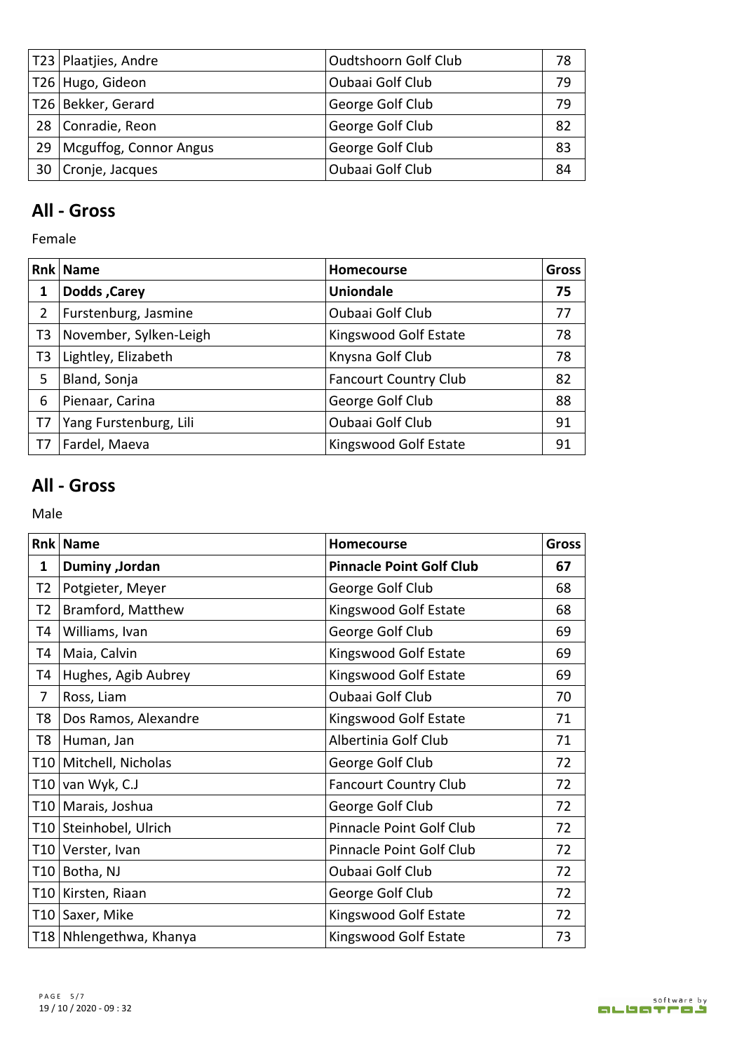| | | | |
|---|---|---|---|
| T23 | Plaatjies, Andre | Oudtshoorn Golf Club | 78 |
| T26 | Hugo, Gideon | Oubaai Golf Club | 79 |
| T26 | Bekker, Gerard | George Golf Club | 79 |
| 28 | Conradie, Reon | George Golf Club | 82 |
| 29 | Mcguffog, Connor Angus | George Golf Club | 83 |
| 30 | Cronje, Jacques | Oubaai Golf Club | 84 |

## All - Gross

Female

| Rnk | Name | Homecourse | Gross |
|---|---|---|---|
| **1** | **Dodds ,Carey** | **Uniondale** | **75** |
| 2 | Furstenburg, Jasmine | Oubaai Golf Club | 77 |
| T3 | November, Sylken-Leigh | Kingswood Golf Estate | 78 |
| T3 | Lightley, Elizabeth | Knysna Golf Club | 78 |
| 5 | Bland, Sonja | Fancourt Country Club | 82 |
| 6 | Pienaar, Carina | George Golf Club | 88 |
| T7 | Yang Furstenburg, Lili | Oubaai Golf Club | 91 |
| T7 | Fardel, Maeva | Kingswood Golf Estate | 91 |

## All - Gross

Male

| Rnk | Name | Homecourse | Gross |
|---|---|---|---|
| **1** | **Duminy ,Jordan** | **Pinnacle Point Golf Club** | **67** |
| T2 | Potgieter, Meyer | George Golf Club | 68 |
| T2 | Bramford, Matthew | Kingswood Golf Estate | 68 |
| T4 | Williams, Ivan | George Golf Club | 69 |
| T4 | Maia, Calvin | Kingswood Golf Estate | 69 |
| T4 | Hughes, Agib Aubrey | Kingswood Golf Estate | 69 |
| 7 | Ross, Liam | Oubaai Golf Club | 70 |
| T8 | Dos Ramos, Alexandre | Kingswood Golf Estate | 71 |
| T8 | Human, Jan | Albertinia Golf Club | 71 |
| T10 | Mitchell, Nicholas | George Golf Club | 72 |
| T10 | van Wyk, C.J | Fancourt Country Club | 72 |
| T10 | Marais, Joshua | George Golf Club | 72 |
| T10 | Steinhobel, Ulrich | Pinnacle Point Golf Club | 72 |
| T10 | Verster, Ivan | Pinnacle Point Golf Club | 72 |
| T10 | Botha, NJ | Oubaai Golf Club | 72 |
| T10 | Kirsten, Riaan | George Golf Club | 72 |
| T10 | Saxer, Mike | Kingswood Golf Estate | 72 |
| T18 | Nhlengethwa, Khanya | Kingswood Golf Estate | 73 |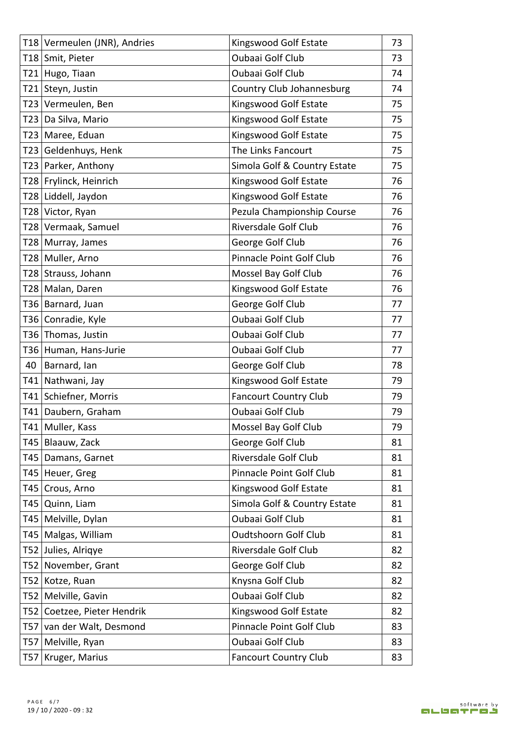| | | | |
|---|---|---|---|
| T18 | Vermeulen (JNR), Andries | Kingswood Golf Estate | 73 |
| T18 | Smit, Pieter | Oubaai Golf Club | 73 |
| T21 | Hugo, Tiaan | Oubaai Golf Club | 74 |
| T21 | Steyn, Justin | Country Club Johannesburg | 74 |
| T23 | Vermeulen, Ben | Kingswood Golf Estate | 75 |
| T23 | Da Silva, Mario | Kingswood Golf Estate | 75 |
| T23 | Maree, Eduan | Kingswood Golf Estate | 75 |
| T23 | Geldenhuys, Henk | The Links Fancourt | 75 |
| T23 | Parker, Anthony | Simola Golf & Country Estate | 75 |
| T28 | Frylinck, Heinrich | Kingswood Golf Estate | 76 |
| T28 | Liddell, Jaydon | Kingswood Golf Estate | 76 |
| T28 | Victor, Ryan | Pezula Championship Course | 76 |
| T28 | Vermaak, Samuel | Riversdale Golf Club | 76 |
| T28 | Murray, James | George Golf Club | 76 |
| T28 | Muller, Arno | Pinnacle Point Golf Club | 76 |
| T28 | Strauss, Johann | Mossel Bay Golf Club | 76 |
| T28 | Malan, Daren | Kingswood Golf Estate | 76 |
| T36 | Barnard, Juan | George Golf Club | 77 |
| T36 | Conradie, Kyle | Oubaai Golf Club | 77 |
| T36 | Thomas, Justin | Oubaai Golf Club | 77 |
| T36 | Human, Hans-Jurie | Oubaai Golf Club | 77 |
| 40 | Barnard, Ian | George Golf Club | 78 |
| T41 | Nathwani, Jay | Kingswood Golf Estate | 79 |
| T41 | Schiefner, Morris | Fancourt Country Club | 79 |
| T41 | Daubern, Graham | Oubaai Golf Club | 79 |
| T41 | Muller, Kass | Mossel Bay Golf Club | 79 |
| T45 | Blaauw, Zack | George Golf Club | 81 |
| T45 | Damans, Garnet | Riversdale Golf Club | 81 |
| T45 | Heuer, Greg | Pinnacle Point Golf Club | 81 |
| T45 | Crous, Arno | Kingswood Golf Estate | 81 |
| T45 | Quinn, Liam | Simola Golf & Country Estate | 81 |
| T45 | Melville, Dylan | Oubaai Golf Club | 81 |
| T45 | Malgas, William | Oudtshoorn Golf Club | 81 |
| T52 | Julies, Alriqye | Riversdale Golf Club | 82 |
| T52 | November, Grant | George Golf Club | 82 |
| T52 | Kotze, Ruan | Knysna Golf Club | 82 |
| T52 | Melville, Gavin | Oubaai Golf Club | 82 |
| T52 | Coetzee, Pieter Hendrik | Kingswood Golf Estate | 82 |
| T57 | van der Walt, Desmond | Pinnacle Point Golf Club | 83 |
| T57 | Melville, Ryan | Oubaai Golf Club | 83 |
| T57 | Kruger, Marius | Fancourt Country Club | 83 |

19 / 10 / 2020 - 09 : 32

software by albatros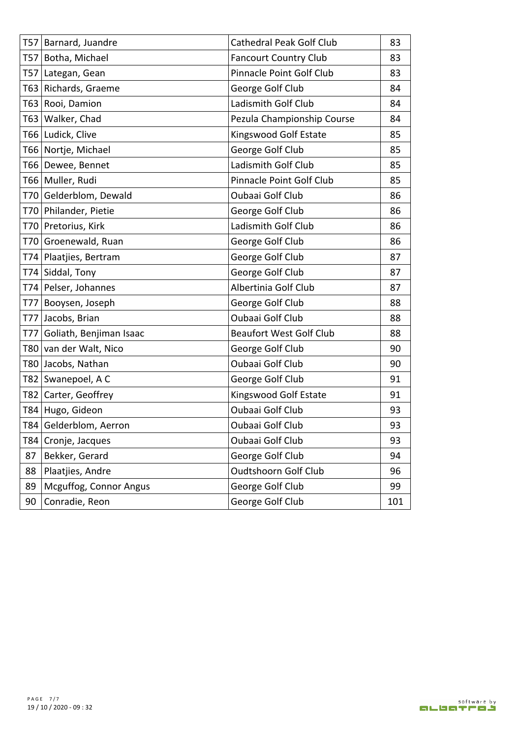| | | | |
|---|---|---|---|
| T57 | Barnard, Juandre | Cathedral Peak Golf Club | 83 |
| T57 | Botha, Michael | Fancourt Country Club | 83 |
| T57 | Lategan, Gean | Pinnacle Point Golf Club | 83 |
| T63 | Richards, Graeme | George Golf Club | 84 |
| T63 | Rooi, Damion | Ladismith Golf Club | 84 |
| T63 | Walker, Chad | Pezula Championship Course | 84 |
| T66 | Ludick, Clive | Kingswood Golf Estate | 85 |
| T66 | Nortje, Michael | George Golf Club | 85 |
| T66 | Dewee, Bennet | Ladismith Golf Club | 85 |
| T66 | Muller, Rudi | Pinnacle Point Golf Club | 85 |
| T70 | Gelderblom, Dewald | Oubaai Golf Club | 86 |
| T70 | Philander, Pietie | George Golf Club | 86 |
| T70 | Pretorius, Kirk | Ladismith Golf Club | 86 |
| T70 | Groenewald, Ruan | George Golf Club | 86 |
| T74 | Plaatjies, Bertram | George Golf Club | 87 |
| T74 | Siddal, Tony | George Golf Club | 87 |
| T74 | Pelser, Johannes | Albertinia Golf Club | 87 |
| T77 | Booysen, Joseph | George Golf Club | 88 |
| T77 | Jacobs, Brian | Oubaai Golf Club | 88 |
| T77 | Goliath, Benjiman Isaac | Beaufort West Golf Club | 88 |
| T80 | van der Walt, Nico | George Golf Club | 90 |
| T80 | Jacobs, Nathan | Oubaai Golf Club | 90 |
| T82 | Swanepoel, A C | George Golf Club | 91 |
| T82 | Carter, Geoffrey | Kingswood Golf Estate | 91 |
| T84 | Hugo, Gideon | Oubaai Golf Club | 93 |
| T84 | Gelderblom, Aerron | Oubaai Golf Club | 93 |
| T84 | Cronje, Jacques | Oubaai Golf Club | 93 |
| 87 | Bekker, Gerard | George Golf Club | 94 |
| 88 | Plaatjies, Andre | Oudtshoorn Golf Club | 96 |
| 89 | Mcguffog, Connor Angus | George Golf Club | 99 |
| 90 | Conradie, Reon | George Golf Club | 101 |

19 / 10 / 2020 - 09 : 32

software by albatros